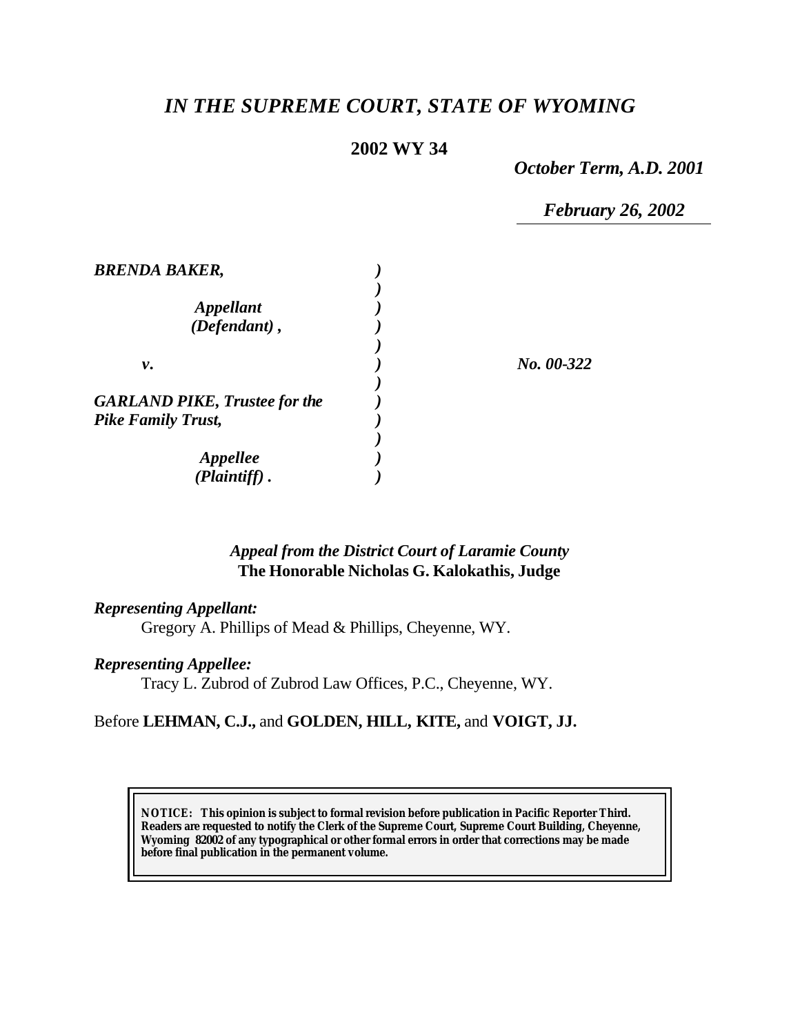# *IN THE SUPREME COURT, STATE OF WYOMING*

**2002 WY 34**

*October Term, A.D. 2001*

*February 26, 2002*

| | | |
|---|---|---|
| ***BRENDA BAKER,*** | ) | |
| | ) | |
| ***Appellant*** | ) | |
| ***(Defendant) ,*** | ) | |
| | ) | |
| ***v.*** | ) | ***No. 00-322*** |
| | ) | |
| ***GARLAND PIKE, Trustee for the*** | ) | |
| ***Pike Family Trust,*** | ) | |
| | ) | |
| ***Appellee*** | ) | |
| ***(Plaintiff) .*** | ) | |

*Appeal from the District Court of Laramie County*
**The Honorable Nicholas G. Kalokathis, Judge**

***Representing Appellant:***
Gregory A. Phillips of Mead & Phillips, Cheyenne, WY.

***Representing Appellee:***
Tracy L. Zubrod of Zubrod Law Offices, P.C., Cheyenne, WY.

Before **LEHMAN, C.J.,** and **GOLDEN, HILL, KITE,** and **VOIGT, JJ.**

**NOTICE: This opinion is subject to formal revision before publication in Pacific Reporter Third. Readers are requested to notify the Clerk of the Supreme Court, Supreme Court Building, Cheyenne, Wyoming 82002 of any typographical or other formal errors in order that corrections may be made before final publication in the permanent volume.**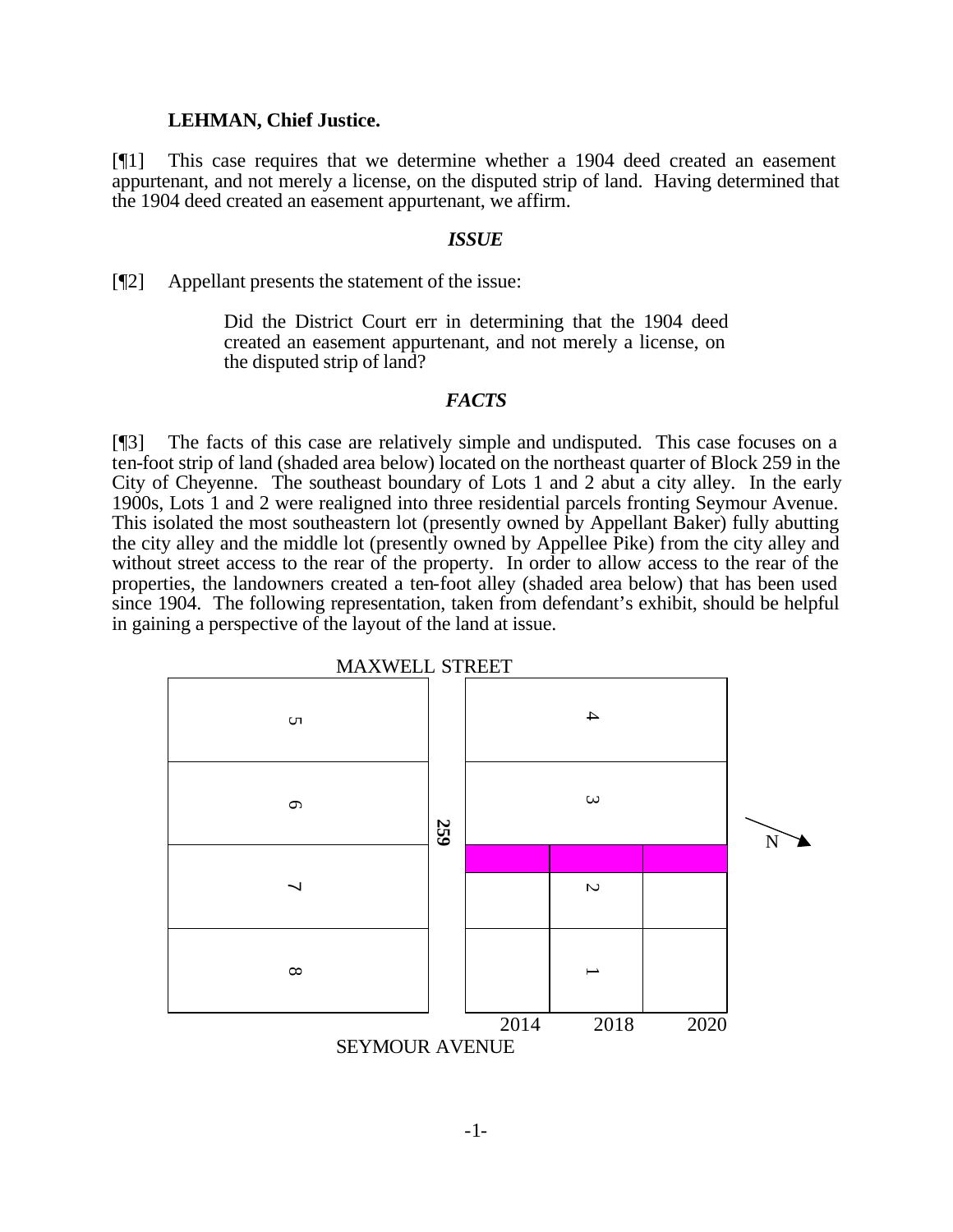**LEHMAN, Chief Justice.**

[¶1] This case requires that we determine whether a 1904 deed created an easement appurtenant, and not merely a license, on the disputed strip of land. Having determined that the 1904 deed created an easement appurtenant, we affirm.

### *ISSUE*

[¶2] Appellant presents the statement of the issue:

> Did the District Court err in determining that the 1904 deed created an easement appurtenant, and not merely a license, on the disputed strip of land?

### *FACTS*

[¶3] The facts of this case are relatively simple and undisputed. This case focuses on a ten-foot strip of land (shaded area below) located on the northeast quarter of Block 259 in the City of Cheyenne. The southeast boundary of Lots 1 and 2 abut a city alley. In the early 1900s, Lots 1 and 2 were realigned into three residential parcels fronting Seymour Avenue. This isolated the most southeastern lot (presently owned by Appellant Baker) fully abutting the city alley and the middle lot (presently owned by Appellee Pike) from the city alley and without street access to the rear of the property. In order to allow access to the rear of the properties, the landowners created a ten-foot alley (shaded area below) that has been used since 1904. The following representation, taken from defendant's exhibit, should be helpful in gaining a perspective of the layout of the land at issue.

MAXWELL STREET

| 5 | | 4 | | |
|---|---|---|---|---|
| 6 | 259 | 3 | | |
| | | (shaded) | (shaded) | (shaded) |
| 7 | | | 2 | |
| 8 | | | 1 | |
| | | 2014 | 2018 | 2020 |

N

SEYMOUR AVENUE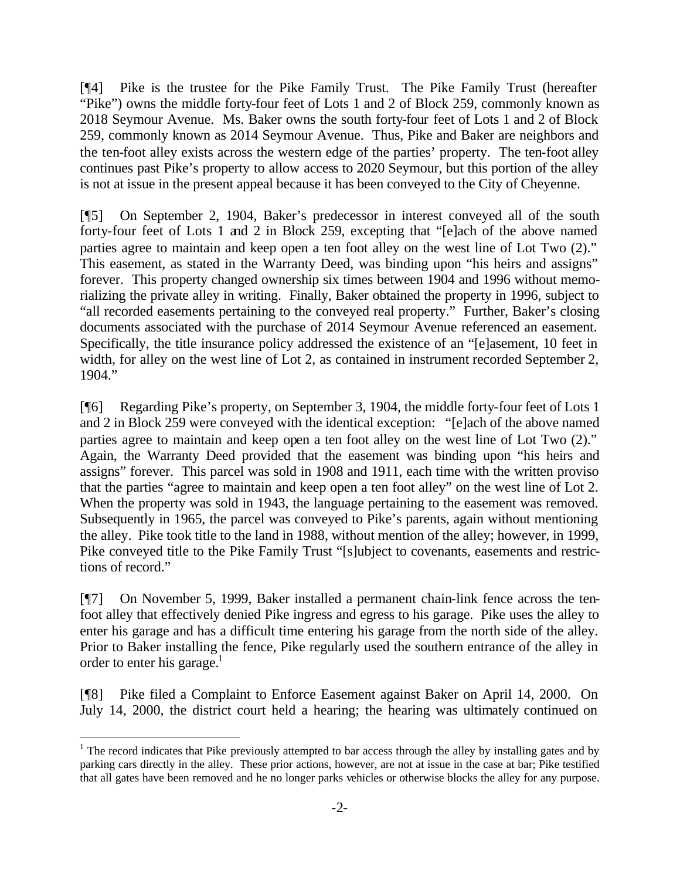[¶4] Pike is the trustee for the Pike Family Trust. The Pike Family Trust (hereafter "Pike") owns the middle forty-four feet of Lots 1 and 2 of Block 259, commonly known as 2018 Seymour Avenue. Ms. Baker owns the south forty-four feet of Lots 1 and 2 of Block 259, commonly known as 2014 Seymour Avenue. Thus, Pike and Baker are neighbors and the ten-foot alley exists across the western edge of the parties' property. The ten-foot alley continues past Pike's property to allow access to 2020 Seymour, but this portion of the alley is not at issue in the present appeal because it has been conveyed to the City of Cheyenne.

[¶5] On September 2, 1904, Baker's predecessor in interest conveyed all of the south forty-four feet of Lots 1 and 2 in Block 259, excepting that "[e]ach of the above named parties agree to maintain and keep open a ten foot alley on the west line of Lot Two (2)." This easement, as stated in the Warranty Deed, was binding upon "his heirs and assigns" forever. This property changed ownership six times between 1904 and 1996 without memorializing the private alley in writing. Finally, Baker obtained the property in 1996, subject to "all recorded easements pertaining to the conveyed real property." Further, Baker's closing documents associated with the purchase of 2014 Seymour Avenue referenced an easement. Specifically, the title insurance policy addressed the existence of an "[e]asement, 10 feet in width, for alley on the west line of Lot 2, as contained in instrument recorded September 2, 1904."

[¶6] Regarding Pike's property, on September 3, 1904, the middle forty-four feet of Lots 1 and 2 in Block 259 were conveyed with the identical exception: "[e]ach of the above named parties agree to maintain and keep open a ten foot alley on the west line of Lot Two (2)." Again, the Warranty Deed provided that the easement was binding upon "his heirs and assigns" forever. This parcel was sold in 1908 and 1911, each time with the written proviso that the parties "agree to maintain and keep open a ten foot alley" on the west line of Lot 2. When the property was sold in 1943, the language pertaining to the easement was removed. Subsequently in 1965, the parcel was conveyed to Pike's parents, again without mentioning the alley. Pike took title to the land in 1988, without mention of the alley; however, in 1999, Pike conveyed title to the Pike Family Trust "[s]ubject to covenants, easements and restrictions of record."

[¶7] On November 5, 1999, Baker installed a permanent chain-link fence across the ten-foot alley that effectively denied Pike ingress and egress to his garage. Pike uses the alley to enter his garage and has a difficult time entering his garage from the north side of the alley. Prior to Baker installing the fence, Pike regularly used the southern entrance of the alley in order to enter his garage.[1]

[¶8] Pike filed a Complaint to Enforce Easement against Baker on April 14, 2000. On July 14, 2000, the district court held a hearing; the hearing was ultimately continued on

---

[1] The record indicates that Pike previously attempted to bar access through the alley by installing gates and by parking cars directly in the alley. These prior actions, however, are not at issue in the case at bar; Pike testified that all gates have been removed and he no longer parks vehicles or otherwise blocks the alley for any purpose.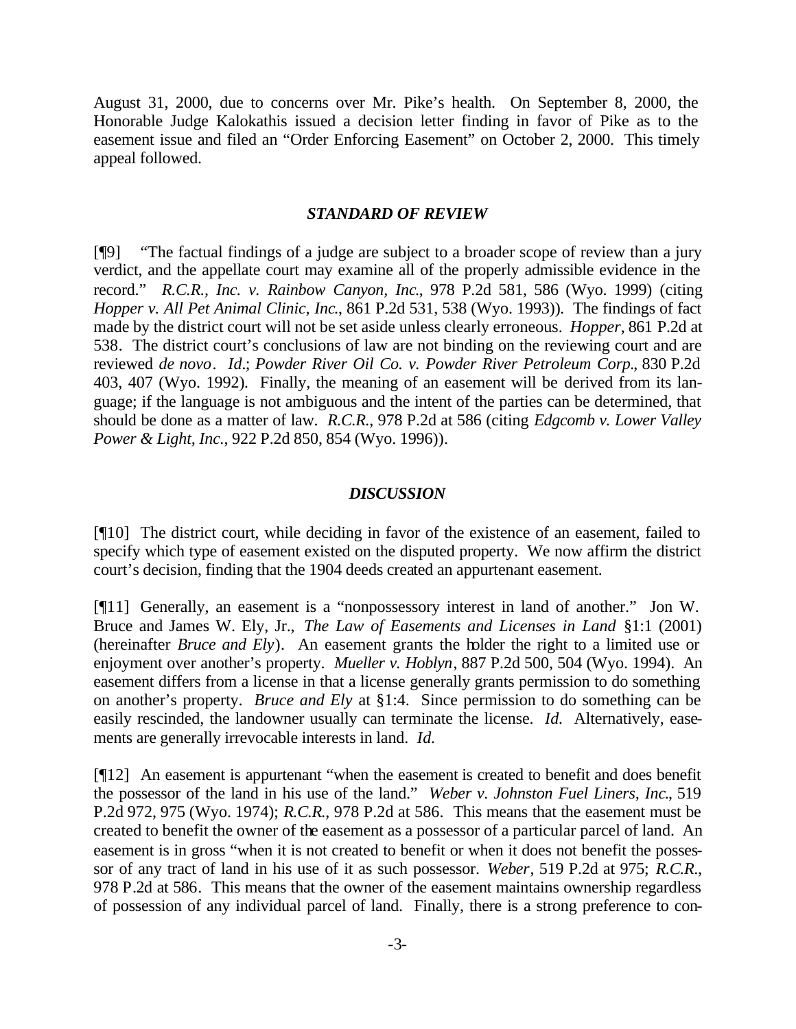August 31, 2000, due to concerns over Mr. Pike's health. On September 8, 2000, the Honorable Judge Kalokathis issued a decision letter finding in favor of Pike as to the easement issue and filed an "Order Enforcing Easement" on October 2, 2000. This timely appeal followed.

### *STANDARD OF REVIEW*

[¶9] "The factual findings of a judge are subject to a broader scope of review than a jury verdict, and the appellate court may examine all of the properly admissible evidence in the record." *R.C.R., Inc. v. Rainbow Canyon, Inc.*, 978 P.2d 581, 586 (Wyo. 1999) (citing *Hopper v. All Pet Animal Clinic, Inc.*, 861 P.2d 531, 538 (Wyo. 1993)). The findings of fact made by the district court will not be set aside unless clearly erroneous. *Hopper*, 861 P.2d at 538. The district court's conclusions of law are not binding on the reviewing court and are reviewed *de novo*. *Id.*; *Powder River Oil Co. v. Powder River Petroleum Corp.*, 830 P.2d 403, 407 (Wyo. 1992). Finally, the meaning of an easement will be derived from its language; if the language is not ambiguous and the intent of the parties can be determined, that should be done as a matter of law. *R.C.R.*, 978 P.2d at 586 (citing *Edgcomb v. Lower Valley Power & Light, Inc.*, 922 P.2d 850, 854 (Wyo. 1996)).

### *DISCUSSION*

[¶10] The district court, while deciding in favor of the existence of an easement, failed to specify which type of easement existed on the disputed property. We now affirm the district court's decision, finding that the 1904 deeds created an appurtenant easement.

[¶11] Generally, an easement is a "nonpossessory interest in land of another." Jon W. Bruce and James W. Ely, Jr., *The Law of Easements and Licenses in Land* §1:1 (2001) (hereinafter *Bruce and Ely*). An easement grants the holder the right to a limited use or enjoyment over another's property. *Mueller v. Hoblyn*, 887 P.2d 500, 504 (Wyo. 1994). An easement differs from a license in that a license generally grants permission to do something on another's property. *Bruce and Ely* at §1:4. Since permission to do something can be easily rescinded, the landowner usually can terminate the license. *Id.* Alternatively, easements are generally irrevocable interests in land. *Id.*

[¶12] An easement is appurtenant "when the easement is created to benefit and does benefit the possessor of the land in his use of the land." *Weber v. Johnston Fuel Liners, Inc.*, 519 P.2d 972, 975 (Wyo. 1974); *R.C.R.*, 978 P.2d at 586. This means that the easement must be created to benefit the owner of the easement as a possessor of a particular parcel of land. An easement is in gross "when it is not created to benefit or when it does not benefit the possessor of any tract of land in his use of it as such possessor. *Weber*, 519 P.2d at 975; *R.C.R.*, 978 P.2d at 586. This means that the owner of the easement maintains ownership regardless of possession of any individual parcel of land. Finally, there is a strong preference to con-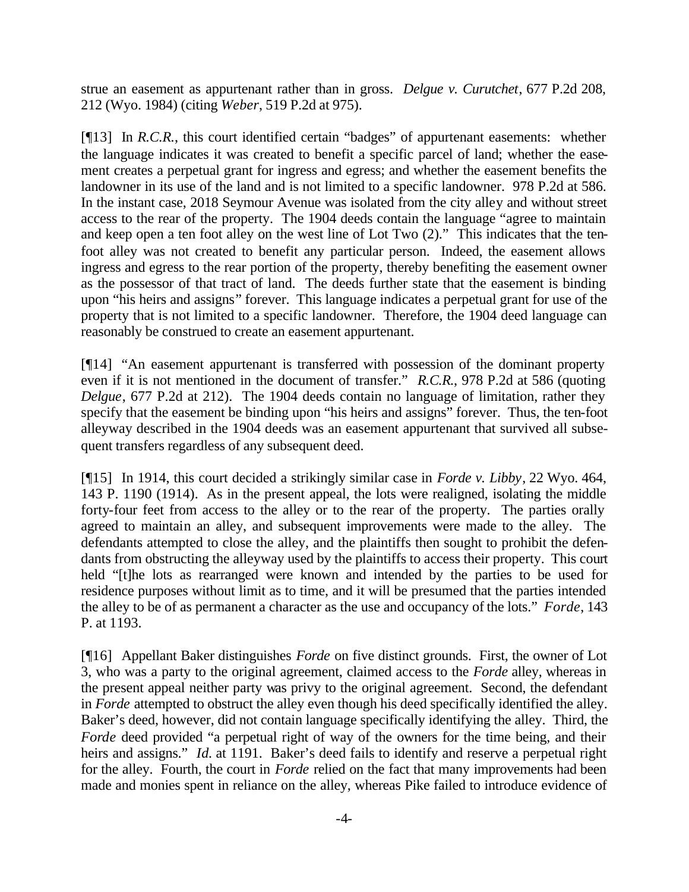strue an easement as appurtenant rather than in gross. *Delgue v. Curutchet*, 677 P.2d 208, 212 (Wyo. 1984) (citing *Weber*, 519 P.2d at 975).

[¶13] In *R.C.R.*, this court identified certain "badges" of appurtenant easements: whether the language indicates it was created to benefit a specific parcel of land; whether the easement creates a perpetual grant for ingress and egress; and whether the easement benefits the landowner in its use of the land and is not limited to a specific landowner. 978 P.2d at 586. In the instant case, 2018 Seymour Avenue was isolated from the city alley and without street access to the rear of the property. The 1904 deeds contain the language "agree to maintain and keep open a ten foot alley on the west line of Lot Two (2)." This indicates that the ten-foot alley was not created to benefit any particular person. Indeed, the easement allows ingress and egress to the rear portion of the property, thereby benefiting the easement owner as the possessor of that tract of land. The deeds further state that the easement is binding upon "his heirs and assigns" forever. This language indicates a perpetual grant for use of the property that is not limited to a specific landowner. Therefore, the 1904 deed language can reasonably be construed to create an easement appurtenant.

[¶14] "An easement appurtenant is transferred with possession of the dominant property even if it is not mentioned in the document of transfer." *R.C.R.*, 978 P.2d at 586 (quoting *Delgue*, 677 P.2d at 212). The 1904 deeds contain no language of limitation, rather they specify that the easement be binding upon "his heirs and assigns" forever. Thus, the ten-foot alleyway described in the 1904 deeds was an easement appurtenant that survived all subsequent transfers regardless of any subsequent deed.

[¶15] In 1914, this court decided a strikingly similar case in *Forde v. Libby*, 22 Wyo. 464, 143 P. 1190 (1914). As in the present appeal, the lots were realigned, isolating the middle forty-four feet from access to the alley or to the rear of the property. The parties orally agreed to maintain an alley, and subsequent improvements were made to the alley. The defendants attempted to close the alley, and the plaintiffs then sought to prohibit the defendants from obstructing the alleyway used by the plaintiffs to access their property. This court held "[t]he lots as rearranged were known and intended by the parties to be used for residence purposes without limit as to time, and it will be presumed that the parties intended the alley to be of as permanent a character as the use and occupancy of the lots." *Forde*, 143 P. at 1193.

[¶16] Appellant Baker distinguishes *Forde* on five distinct grounds. First, the owner of Lot 3, who was a party to the original agreement, claimed access to the *Forde* alley, whereas in the present appeal neither party was privy to the original agreement. Second, the defendant in *Forde* attempted to obstruct the alley even though his deed specifically identified the alley. Baker's deed, however, did not contain language specifically identifying the alley. Third, the *Forde* deed provided "a perpetual right of way of the owners for the time being, and their heirs and assigns." *Id.* at 1191. Baker's deed fails to identify and reserve a perpetual right for the alley. Fourth, the court in *Forde* relied on the fact that many improvements had been made and monies spent in reliance on the alley, whereas Pike failed to introduce evidence of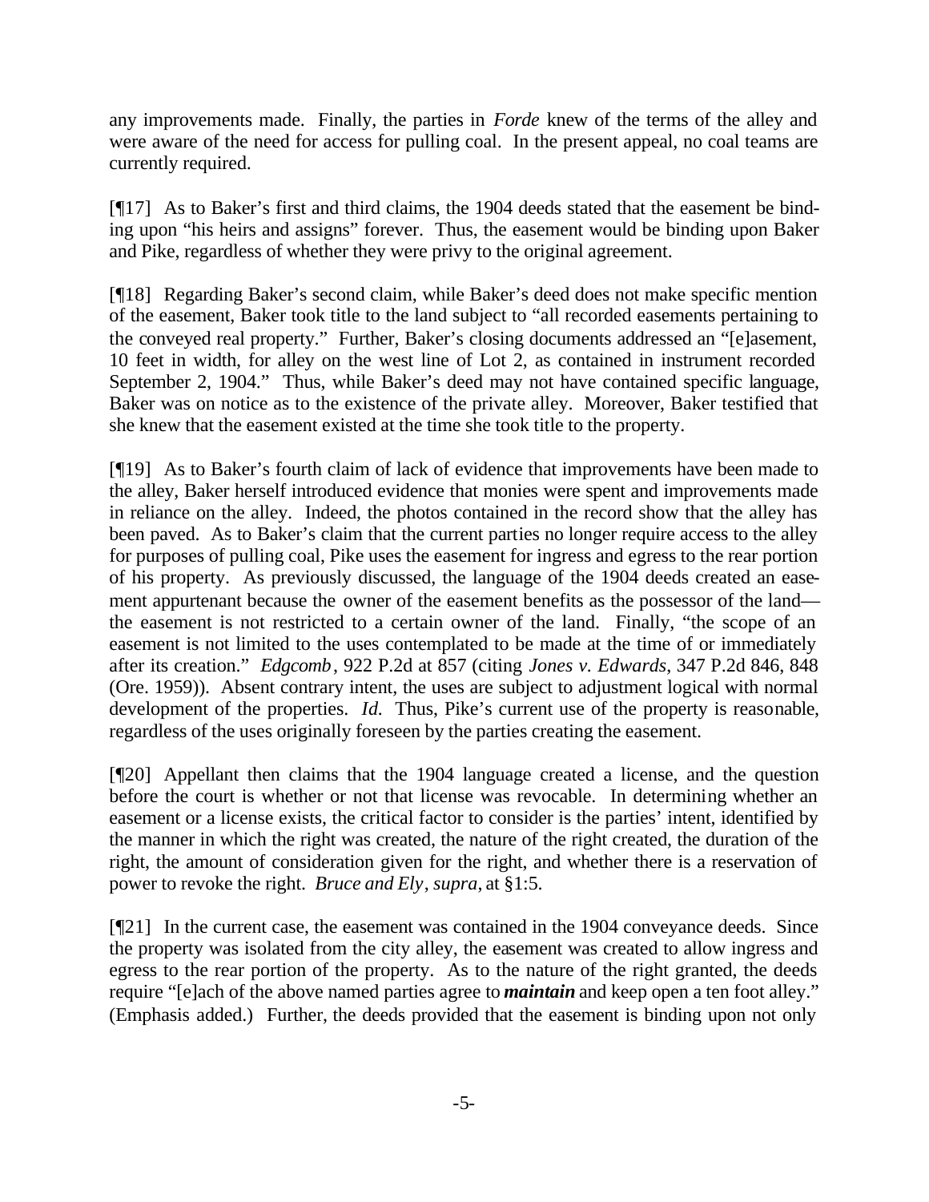any improvements made. Finally, the parties in *Forde* knew of the terms of the alley and were aware of the need for access for pulling coal. In the present appeal, no coal teams are currently required.

[¶17] As to Baker's first and third claims, the 1904 deeds stated that the easement be binding upon "his heirs and assigns" forever. Thus, the easement would be binding upon Baker and Pike, regardless of whether they were privy to the original agreement.

[¶18] Regarding Baker's second claim, while Baker's deed does not make specific mention of the easement, Baker took title to the land subject to "all recorded easements pertaining to the conveyed real property." Further, Baker's closing documents addressed an "[e]asement, 10 feet in width, for alley on the west line of Lot 2, as contained in instrument recorded September 2, 1904." Thus, while Baker's deed may not have contained specific language, Baker was on notice as to the existence of the private alley. Moreover, Baker testified that she knew that the easement existed at the time she took title to the property.

[¶19] As to Baker's fourth claim of lack of evidence that improvements have been made to the alley, Baker herself introduced evidence that monies were spent and improvements made in reliance on the alley. Indeed, the photos contained in the record show that the alley has been paved. As to Baker's claim that the current parties no longer require access to the alley for purposes of pulling coal, Pike uses the easement for ingress and egress to the rear portion of his property. As previously discussed, the language of the 1904 deeds created an easement appurtenant because the owner of the easement benefits as the possessor of the land—the easement is not restricted to a certain owner of the land. Finally, "the scope of an easement is not limited to the uses contemplated to be made at the time of or immediately after its creation." *Edgcomb*, 922 P.2d at 857 (citing *Jones v. Edwards*, 347 P.2d 846, 848 (Ore. 1959)). Absent contrary intent, the uses are subject to adjustment logical with normal development of the properties. *Id.* Thus, Pike's current use of the property is reasonable, regardless of the uses originally foreseen by the parties creating the easement.

[¶20] Appellant then claims that the 1904 language created a license, and the question before the court is whether or not that license was revocable. In determining whether an easement or a license exists, the critical factor to consider is the parties' intent, identified by the manner in which the right was created, the nature of the right created, the duration of the right, the amount of consideration given for the right, and whether there is a reservation of power to revoke the right. *Bruce and Ely*, *supra*, at §1:5.

[¶21] In the current case, the easement was contained in the 1904 conveyance deeds. Since the property was isolated from the city alley, the easement was created to allow ingress and egress to the rear portion of the property. As to the nature of the right granted, the deeds require "[e]ach of the above named parties agree to ***maintain*** and keep open a ten foot alley." (Emphasis added.) Further, the deeds provided that the easement is binding upon not only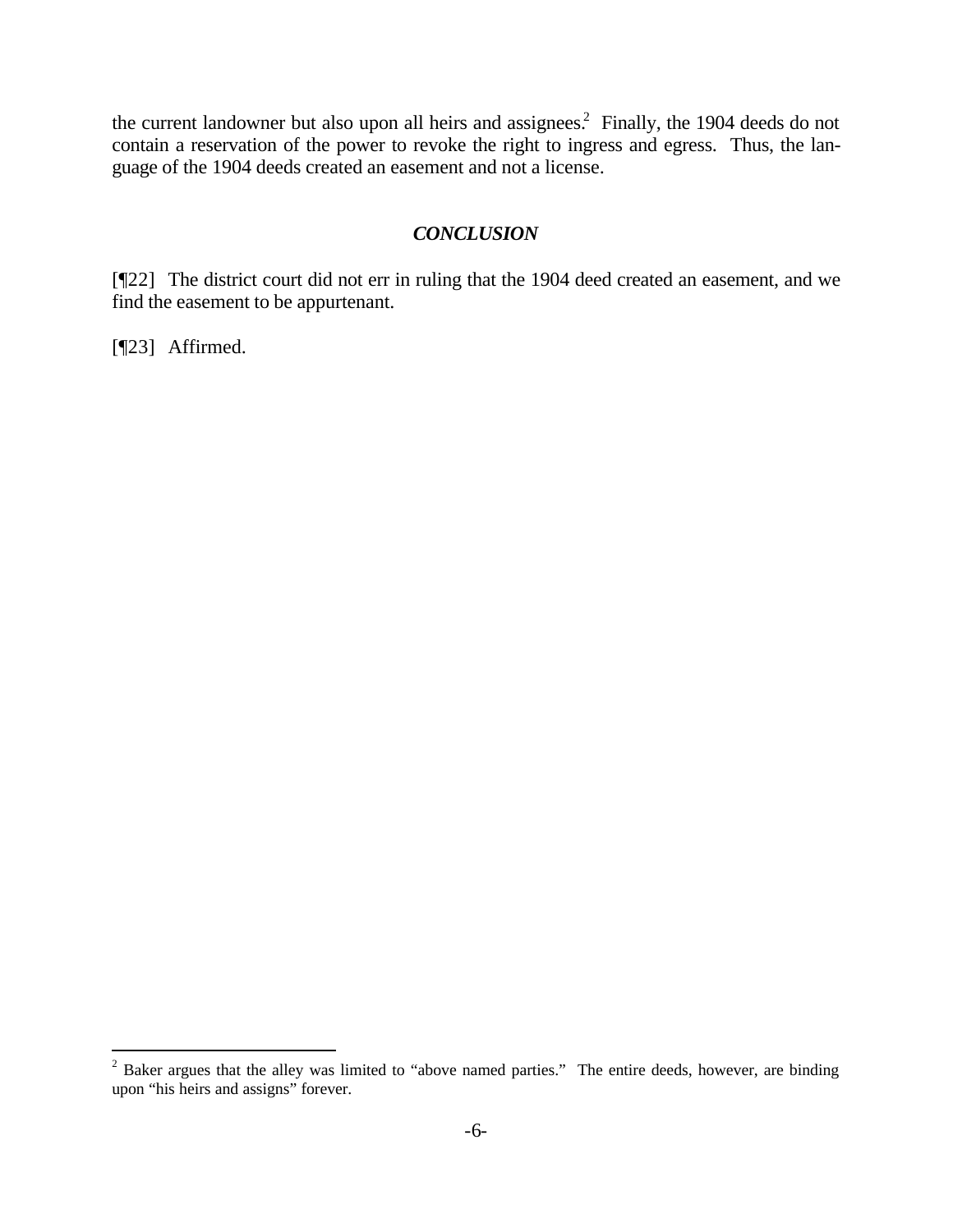the current landowner but also upon all heirs and assignees.[2] Finally, the 1904 deeds do not contain a reservation of the power to revoke the right to ingress and egress. Thus, the language of the 1904 deeds created an easement and not a license.

## *CONCLUSION*

[¶22] The district court did not err in ruling that the 1904 deed created an easement, and we find the easement to be appurtenant.

[¶23] Affirmed.

---

[2] Baker argues that the alley was limited to "above named parties." The entire deeds, however, are binding upon "his heirs and assigns" forever.